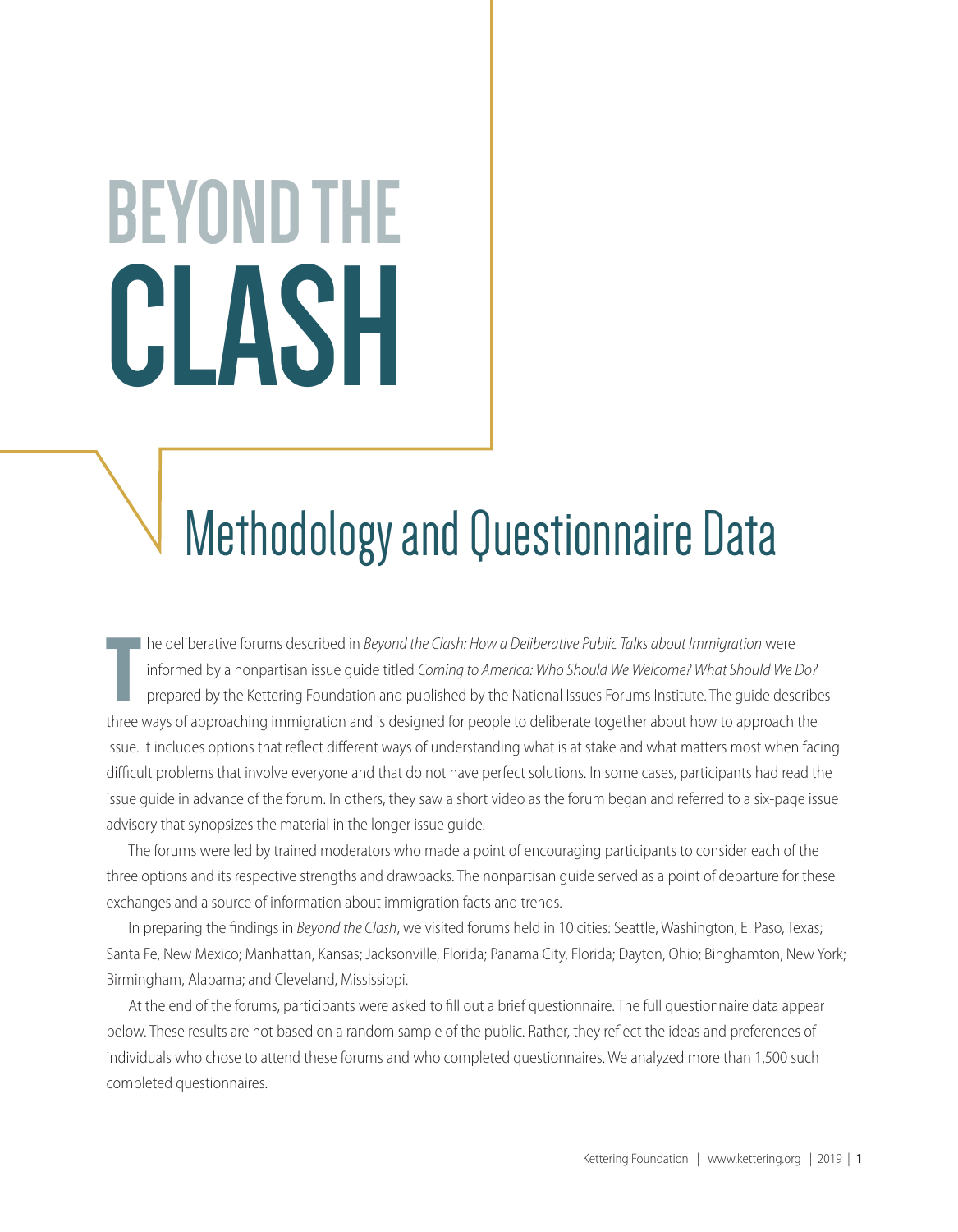# BEYOND THE CLASH

## Methodology and Questionnaire Data

The deliberative forums described in *Beyond the Clash: How a Deliberative Public Talks about Immigration* were informed by a nonpartisan issue guide titled *Coming to America: Who Should We Welcome? What Should We Do?* prepared by the Kettering Foundation and published by the National Issues Forums Institute. The guide describes three ways of approaching immigration and is designed for people to deliberate together about how to approach the issue. It includes options that reflect different ways of understanding what is at stake and what matters most when facing difficult problems that involve everyone and that do not have perfect solutions. In some cases, participants had read the issue guide in advance of the forum. In others, they saw a short video as the forum began and referred to a six-page issue advisory that synopsizes the material in the longer issue guide.

The forums were led by trained moderators who made a point of encouraging participants to consider each of the three options and its respective strengths and drawbacks. The nonpartisan guide served as a point of departure for these exchanges and a source of information about immigration facts and trends.

In preparing the findings in *Beyond the Clash*, we visited forums held in 10 cities: Seattle, Washington; El Paso, Texas; Santa Fe, New Mexico; Manhattan, Kansas; Jacksonville, Florida; Panama City, Florida; Dayton, Ohio; Binghamton, New York; Birmingham, Alabama; and Cleveland, Mississippi.

At the end of the forums, participants were asked to fill out a brief questionnaire. The full questionnaire data appear below. These results are not based on a random sample of the public. Rather, they reflect the ideas and preferences of individuals who chose to attend these forums and who completed questionnaires. We analyzed more than 1,500 such completed questionnaires.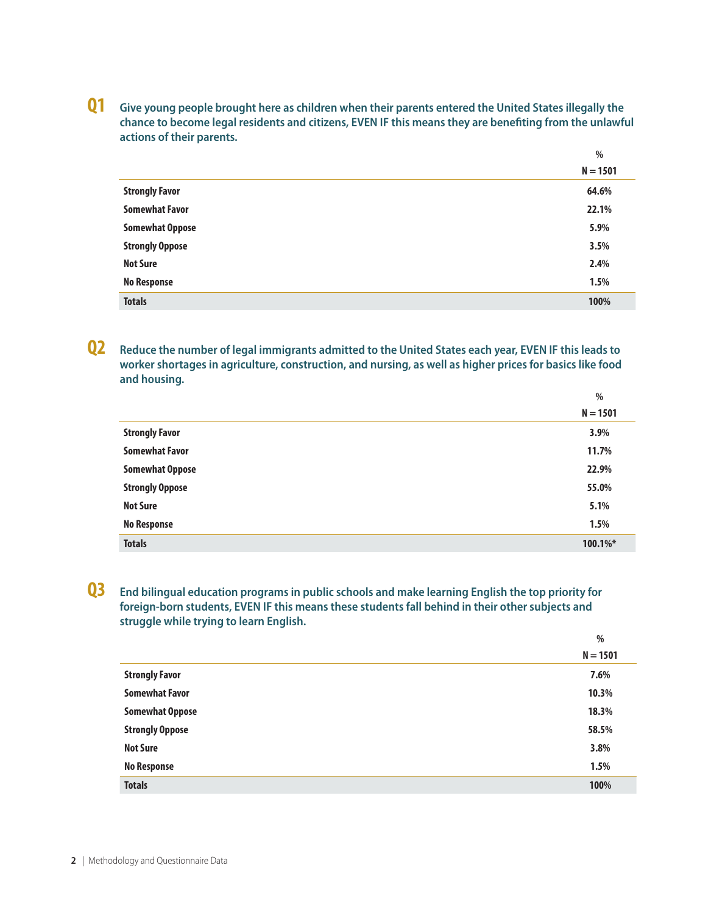## Q1

**Give young people brought here as children when their parents entered the United States illegally the chance to become legal residents and citizens, EVEN IF this means they are benefiting from the unlawful actions of their parents.**

| | % N = 1501 |
|---|---|
| **Strongly Favor** | **64.6%** |
| **Somewhat Favor** | **22.1%** |
| **Somewhat Oppose** | **5.9%** |
| **Strongly Oppose** | **3.5%** |
| **Not Sure** | **2.4%** |
| **No Response** | **1.5%** |
| **Totals** | **100%** |

## Q2

**Reduce the number of legal immigrants admitted to the United States each year, EVEN IF this leads to worker shortages in agriculture, construction, and nursing, as well as higher prices for basics like food and housing.**

| | % N = 1501 |
|---|---|
| **Strongly Favor** | **3.9%** |
| **Somewhat Favor** | **11.7%** |
| **Somewhat Oppose** | **22.9%** |
| **Strongly Oppose** | **55.0%** |
| **Not Sure** | **5.1%** |
| **No Response** | **1.5%** |
| **Totals** | **100.1%*** |

## Q3

**End bilingual education programs in public schools and make learning English the top priority for foreign-born students, EVEN IF this means these students fall behind in their other subjects and struggle while trying to learn English.**

| | % N = 1501 |
|---|---|
| **Strongly Favor** | **7.6%** |
| **Somewhat Favor** | **10.3%** |
| **Somewhat Oppose** | **18.3%** |
| **Strongly Oppose** | **58.5%** |
| **Not Sure** | **3.8%** |
| **No Response** | **1.5%** |
| **Totals** | **100%** |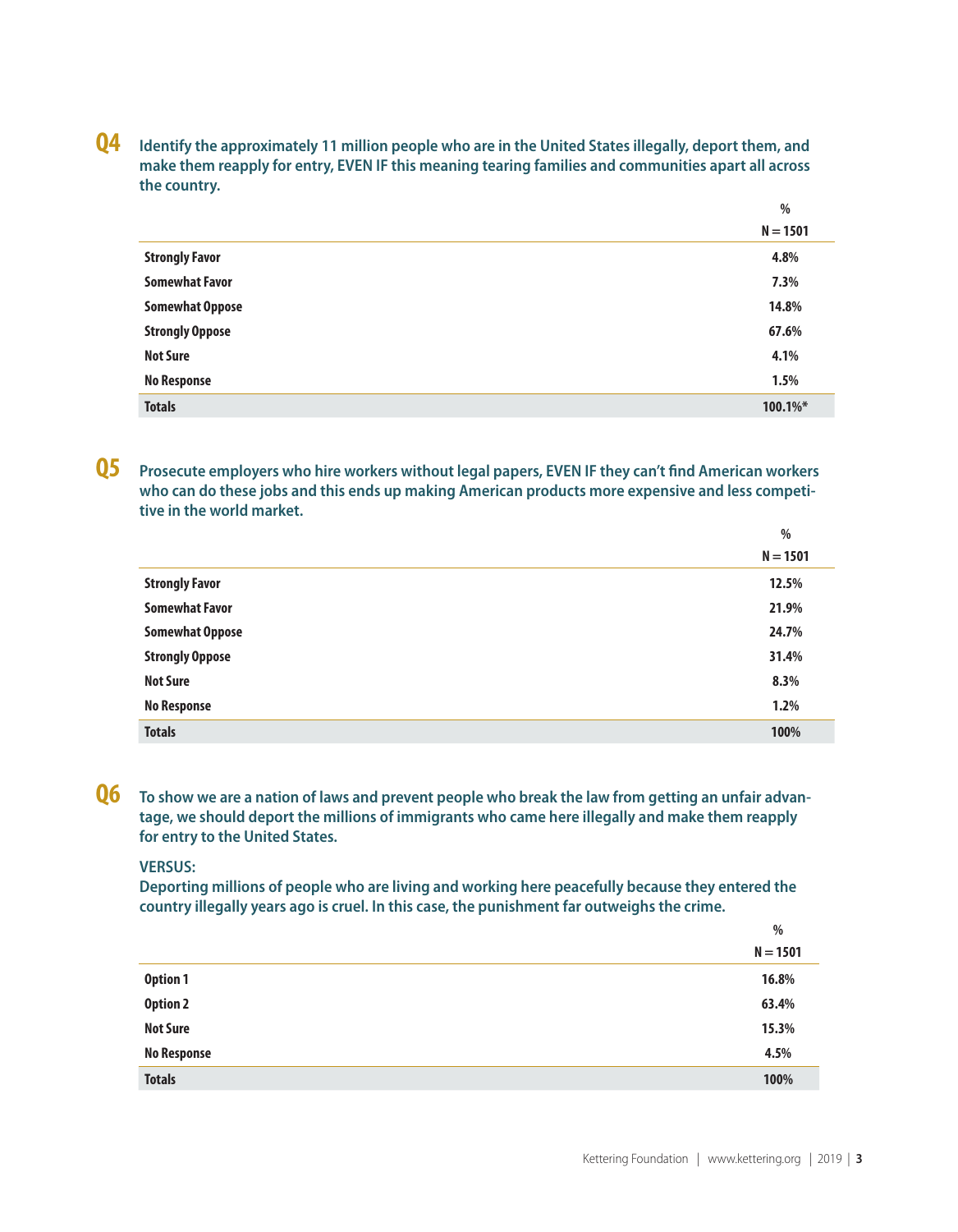## Q4 Identify the approximately 11 million people who are in the United States illegally, deport them, and make them reapply for entry, EVEN IF this meaning tearing families and communities apart all across the country.

| | %<br>N = 1501 |
|---|---|
| **Strongly Favor** | 4.8% |
| **Somewhat Favor** | 7.3% |
| **Somewhat Oppose** | 14.8% |
| **Strongly Oppose** | 67.6% |
| **Not Sure** | 4.1% |
| **No Response** | 1.5% |
| **Totals** | 100.1%* |

## Q5 Prosecute employers who hire workers without legal papers, EVEN IF they can't find American workers who can do these jobs and this ends up making American products more expensive and less competitive in the world market.

| | %<br>N = 1501 |
|---|---|
| **Strongly Favor** | 12.5% |
| **Somewhat Favor** | 21.9% |
| **Somewhat Oppose** | 24.7% |
| **Strongly Oppose** | 31.4% |
| **Not Sure** | 8.3% |
| **No Response** | 1.2% |
| **Totals** | 100% |

## Q6 To show we are a nation of laws and prevent people who break the law from getting an unfair advantage, we should deport the millions of immigrants who came here illegally and make them reapply for entry to the United States.

**VERSUS:**

**Deporting millions of people who are living and working here peacefully because they entered the country illegally years ago is cruel. In this case, the punishment far outweighs the crime.**

| | %<br>N = 1501 |
|---|---|
| **Option 1** | 16.8% |
| **Option 2** | 63.4% |
| **Not Sure** | 15.3% |
| **No Response** | 4.5% |
| **Totals** | 100% |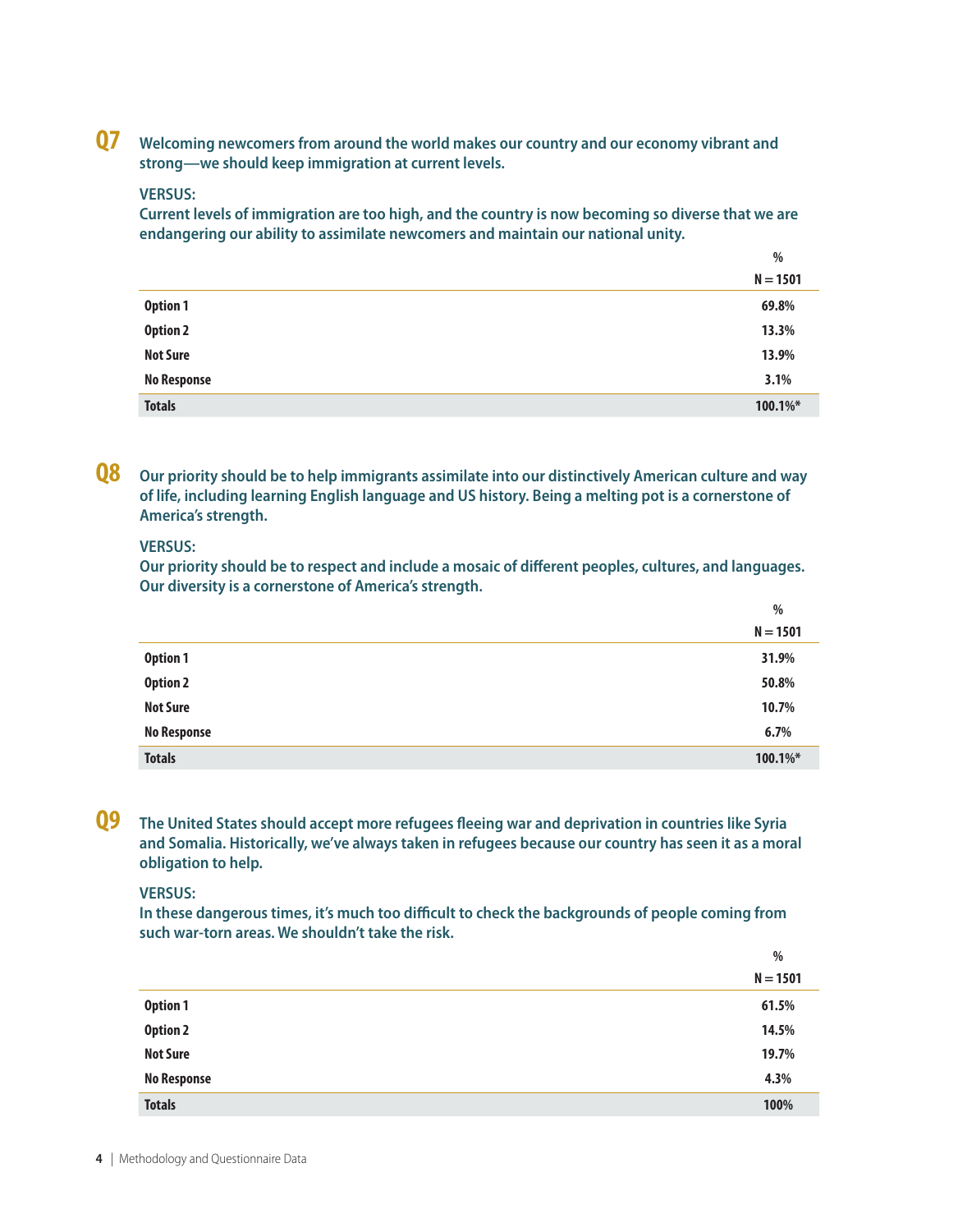## Q7 Welcoming newcomers from around the world makes our country and our economy vibrant and strong—we should keep immigration at current levels.

**VERSUS:**

**Current levels of immigration are too high, and the country is now becoming so diverse that we are endangering our ability to assimilate newcomers and maintain our national unity.**

| | %<br>N = 1501 |
|---|---|
| **Option 1** | **69.8%** |
| **Option 2** | **13.3%** |
| **Not Sure** | **13.9%** |
| **No Response** | **3.1%** |
| **Totals** | **100.1%*** |

## Q8 Our priority should be to help immigrants assimilate into our distinctively American culture and way of life, including learning English language and US history. Being a melting pot is a cornerstone of America's strength.

**VERSUS:**

**Our priority should be to respect and include a mosaic of different peoples, cultures, and languages. Our diversity is a cornerstone of America's strength.**

| | %<br>N = 1501 |
|---|---|
| **Option 1** | **31.9%** |
| **Option 2** | **50.8%** |
| **Not Sure** | **10.7%** |
| **No Response** | **6.7%** |
| **Totals** | **100.1%*** |

## Q9 The United States should accept more refugees fleeing war and deprivation in countries like Syria and Somalia. Historically, we've always taken in refugees because our country has seen it as a moral obligation to help.

**VERSUS:**

**In these dangerous times, it's much too difficult to check the backgrounds of people coming from such war-torn areas. We shouldn't take the risk.**

| | %<br>N = 1501 |
|---|---|
| **Option 1** | **61.5%** |
| **Option 2** | **14.5%** |
| **Not Sure** | **19.7%** |
| **No Response** | **4.3%** |
| **Totals** | **100%** |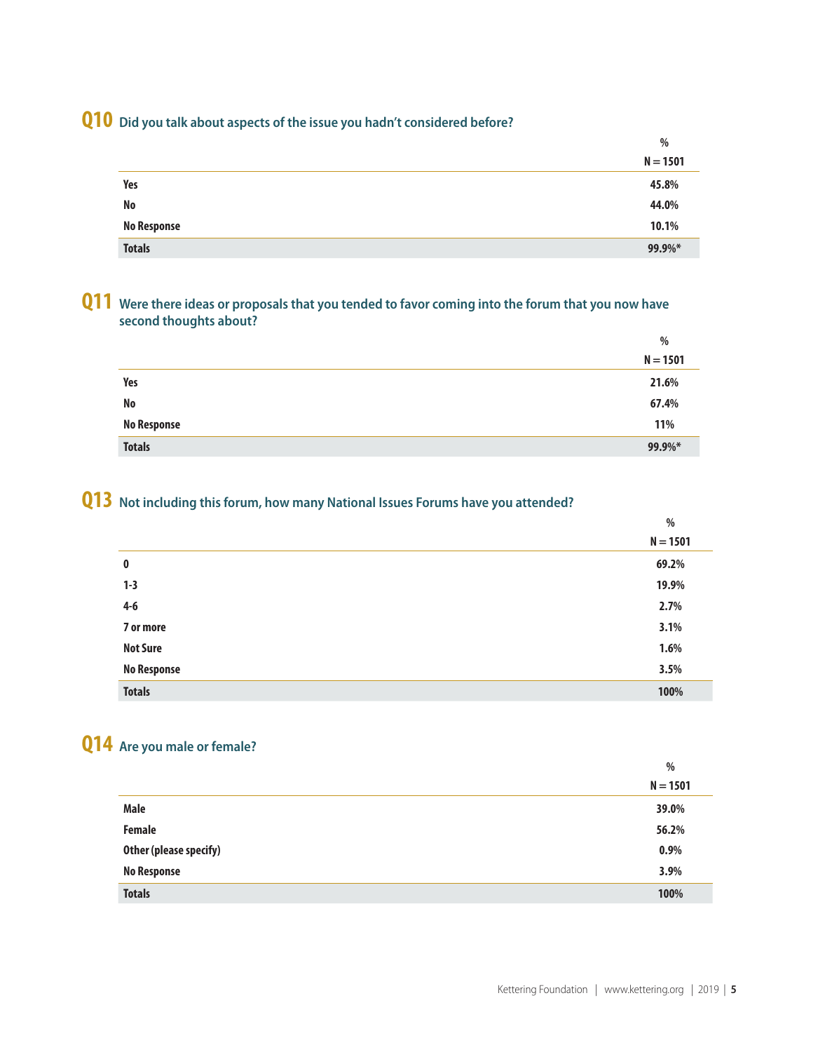## Q10 Did you talk about aspects of the issue you hadn't considered before?

| | % N = 1501 |
|---|---|
| Yes | 45.8% |
| No | 44.0% |
| No Response | 10.1% |
| Totals | 99.9%* |

## Q11 Were there ideas or proposals that you tended to favor coming into the forum that you now have second thoughts about?

| | % N = 1501 |
|---|---|
| Yes | 21.6% |
| No | 67.4% |
| No Response | 11% |
| Totals | 99.9%* |

## Q13 Not including this forum, how many National Issues Forums have you attended?

| | % N = 1501 |
|---|---|
| 0 | 69.2% |
| 1-3 | 19.9% |
| 4-6 | 2.7% |
| 7 or more | 3.1% |
| Not Sure | 1.6% |
| No Response | 3.5% |
| Totals | 100% |

## Q14 Are you male or female?

| | % N = 1501 |
|---|---|
| Male | 39.0% |
| Female | 56.2% |
| Other (please specify) | 0.9% |
| No Response | 3.9% |
| Totals | 100% |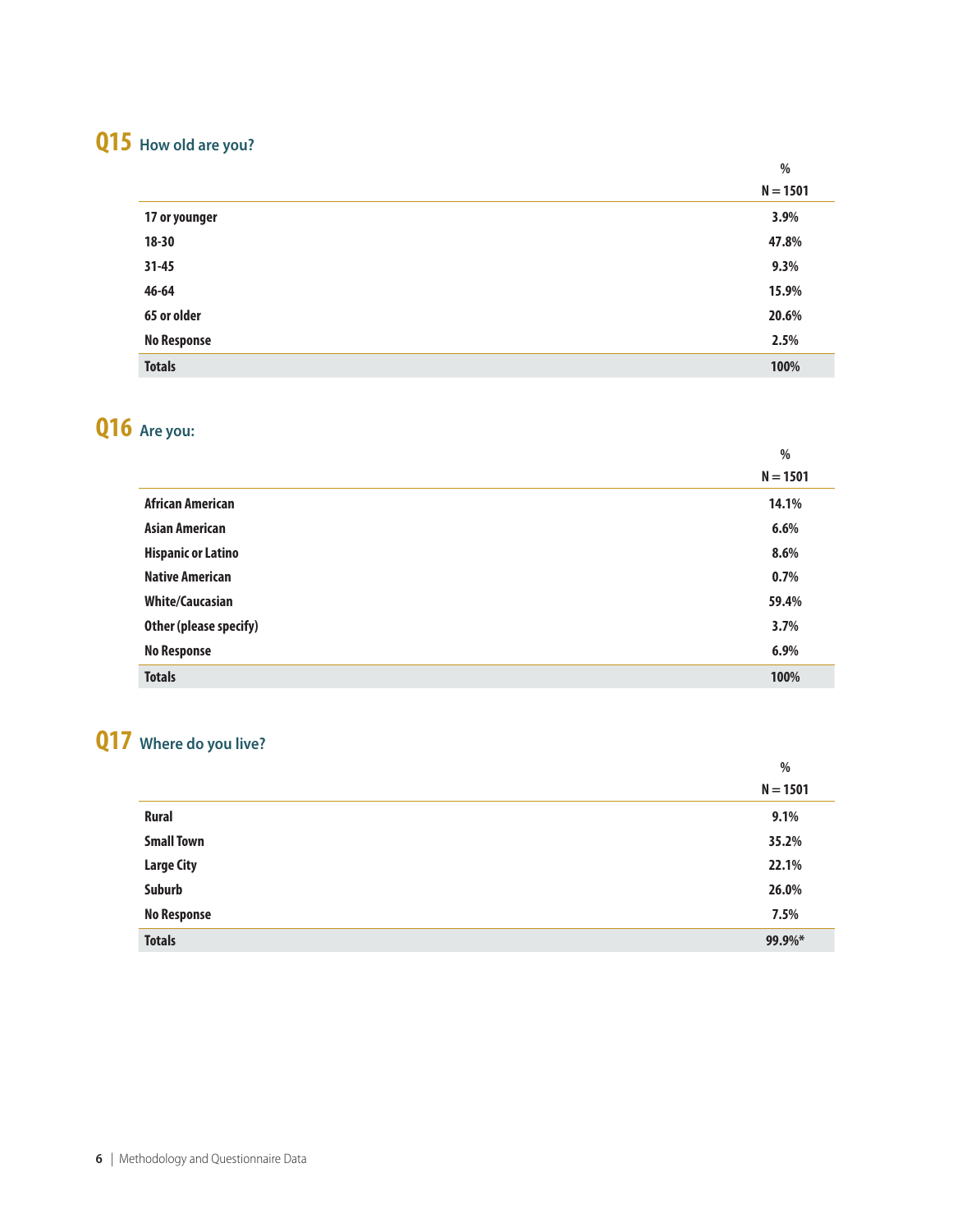## Q15 How old are you?

| | % N = 1501 |
|---|---|
| 17 or younger | 3.9% |
| 18-30 | 47.8% |
| 31-45 | 9.3% |
| 46-64 | 15.9% |
| 65 or older | 20.6% |
| No Response | 2.5% |
| **Totals** | **100%** |

## Q16 Are you:

| | % N = 1501 |
|---|---|
| African American | 14.1% |
| Asian American | 6.6% |
| Hispanic or Latino | 8.6% |
| Native American | 0.7% |
| White/Caucasian | 59.4% |
| Other (please specify) | 3.7% |
| No Response | 6.9% |
| **Totals** | **100%** |

## Q17 Where do you live?

| | % N = 1501 |
|---|---|
| Rural | 9.1% |
| Small Town | 35.2% |
| Large City | 22.1% |
| Suburb | 26.0% |
| No Response | 7.5% |
| **Totals** | **99.9%*** |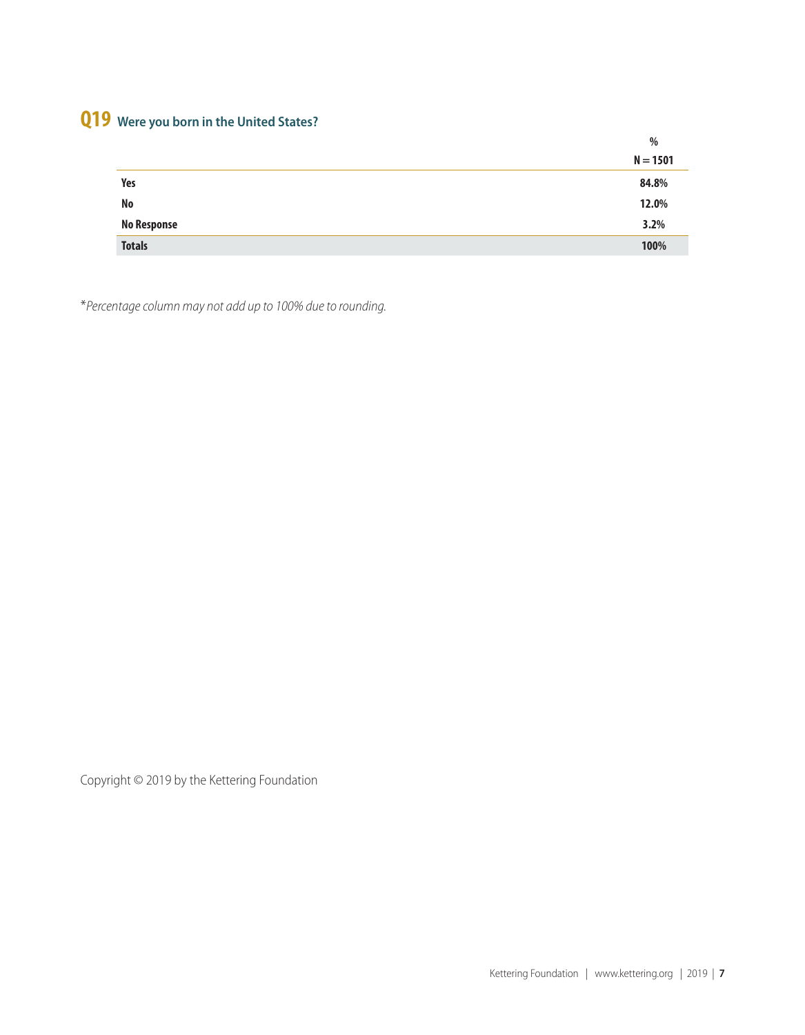## Q19 Were you born in the United States?

| | % N = 1501 |
|---|---|
| **Yes** | **84.8%** |
| **No** | **12.0%** |
| **No Response** | **3.2%** |
| **Totals** | **100%** |

**Percentage column may not add up to 100% due to rounding.*

Copyright © 2019 by the Kettering Foundation